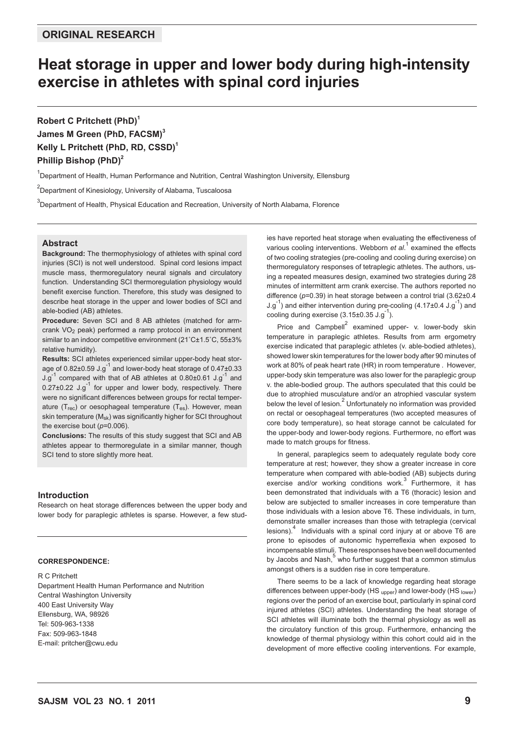ORIGINAL RESEARCH

# Heat storage in upper and lower body during high-intensity exercise in athletes with spinal cord injuries

**Robert C Pritchett (PhD)[1]**
**James M Green (PhD, FACSM)[3]**
**Kelly L Pritchett (PhD, RD, CSSD)[1]**
**Phillip Bishop (PhD)[2]**

[1]Department of Health, Human Performance and Nutrition, Central Washington University, Ellensburg

[2]Department of Kinesiology, University of Alabama, Tuscaloosa

[3]Department of Health, Physical Education and Recreation, University of North Alabama, Florence

### Abstract

**Background:** The thermophysiology of athletes with spinal cord injuries (SCI) is not well understood. Spinal cord lesions impact muscle mass, thermoregulatory neural signals and circulatory function. Understanding SCI thermoregulation physiology would benefit exercise function. Therefore, this study was designed to describe heat storage in the upper and lower bodies of SCI and able-bodied (AB) athletes.

**Procedure:** Seven SCI and 8 AB athletes (matched for arm-crank $VO_2$ peak) performed a ramp protocol in an environment similar to an indoor competitive environment (21˚C±1.5˚C, 55±3% relative humidity).

**Results:** SCI athletes experienced similar upper-body heat storage of 0.82±0.59 $J.g^{-1}$ and lower-body heat storage of 0.47±0.33 $J.g^{-1}$ compared with that of AB athletes at 0.80±0.61 $J.g^{-1}$ and 0.27±0.22 $J.g^{-1}$ for upper and lower body, respectively. There were no significant differences between groups for rectal temperature ($T_{rec}$) or oesophageal temperature ($T_{es}$). However, mean skin temperature ($M_{sk}$) was significantly higher for SCI throughout the exercise bout ($p$=0.006).

**Conclusions:** The results of this study suggest that SCI and AB athletes appear to thermoregulate in a similar manner, though SCI tend to store slightly more heat.

### Introduction

Research on heat storage differences between the upper body and lower body for paraplegic athletes is sparse. However, a few studies have reported heat storage when evaluating the effectiveness of various cooling interventions. Webborn *et al.*[1] examined the effects of two cooling strategies (pre-cooling and cooling during exercise) on thermoregulatory responses of tetraplegic athletes. The authors, using a repeated measures design, examined two strategies during 28 minutes of intermittent arm crank exercise. The authors reported no difference ($p$=0.39) in heat storage between a control trial (3.62±0.4 $J.g^{-1}$) and either intervention during pre-cooling (4.17±0.4 $J.g^{-1}$) and cooling during exercise (3.15±0.35 $J.g^{-1}$).

Price and Campbell[2] examined upper- v. lower-body skin temperature in paraplegic athletes. Results from arm ergometry exercise indicated that paraplegic athletes (v. able-bodied athletes), showed lower skin temperatures for the lower body after 90 minutes of work at 80% of peak heart rate (HR) in room temperature . However, upper-body skin temperature was also lower for the paraplegic group v. the able-bodied group. The authors speculated that this could be due to atrophied musculature and/or an atrophied vascular system below the level of lesion.[2] Unfortunately no information was provided on rectal or oesophageal temperatures (two accepted measures of core body temperature), so heat storage cannot be calculated for the upper-body and lower-body regions. Furthermore, no effort was made to match groups for fitness.

In general, paraplegics seem to adequately regulate body core temperature at rest; however, they show a greater increase in core temperature when compared with able-bodied (AB) subjects during exercise and/or working conditions work.[3] Furthermore, it has been demonstrated that individuals with a T6 (thoracic) lesion and below are subjected to smaller increases in core temperature than those individuals with a lesion above T6. These individuals, in turn, demonstrate smaller increases than those with tetraplegia (cervical lesions).[4] Individuals with a spinal cord injury at or above T6 are prone to episodes of autonomic hyperreflexia when exposed to incompensable stimuli. These responses have been well documented by Jacobs and Nash,[5] who further suggest that a common stimulus amongst others is a sudden rise in core temperature.

There seems to be a lack of knowledge regarding heat storage differences between upper-body ($HS_{upper}$) and lower-body ($HS_{lower}$) regions over the period of an exercise bout, particularly in spinal cord injured athletes (SCI) athletes. Understanding the heat storage of SCI athletes will illuminate both the thermal physiology as well as the circulatory function of this group. Furthermore, enhancing the knowledge of thermal physiology within this cohort could aid in the development of more effective cooling interventions. For example,

**CORRESPONDENCE:**

R C Pritchett
Department Health Human Performance and Nutrition
Central Washington University
400 East University Way
Ellensburg, WA, 98926
Tel: 509-963-1338
Fax: 509-963-1848
E-mail: pritcher@cwu.edu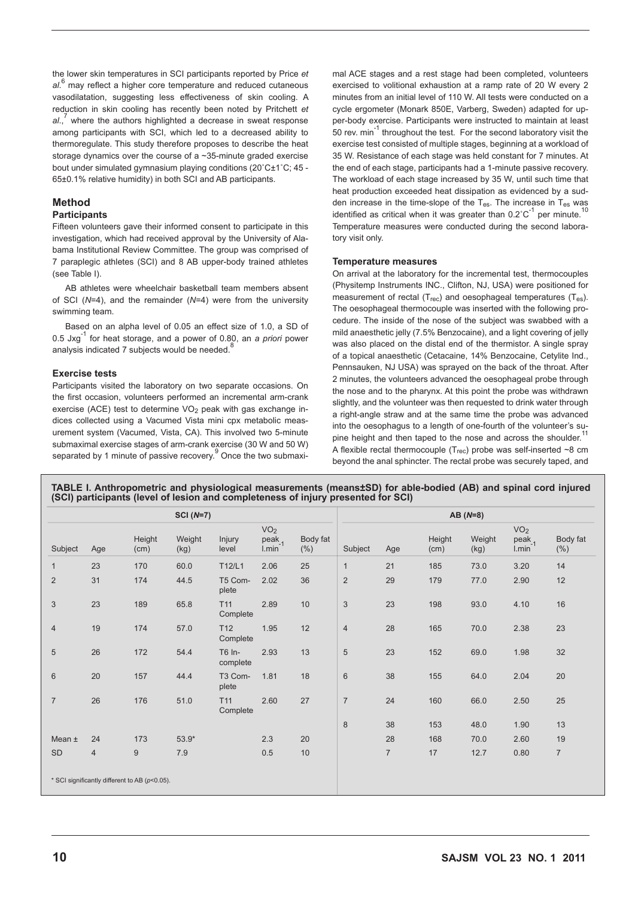the lower skin temperatures in SCI participants reported by Price *et al.*[6] may reflect a higher core temperature and reduced cutaneous vasodilatation, suggesting less effectiveness of skin cooling. A reduction in skin cooling has recently been noted by Pritchett *et al.*,[7] where the authors highlighted a decrease in sweat response among participants with SCI, which led to a decreased ability to thermoregulate. This study therefore proposes to describe the heat storage dynamics over the course of a ~35-minute graded exercise bout under simulated gymnasium playing conditions (20˚C±1˚C; 45 - 65±0.1% relative humidity) in both SCI and AB participants.

## Method

### Participants

Fifteen volunteers gave their informed consent to participate in this investigation, which had received approval by the University of Alabama Institutional Review Committee. The group was comprised of 7 paraplegic athletes (SCI) and 8 AB upper-body trained athletes (see Table I).

AB athletes were wheelchair basketball team members absent of SCI (*N*=4), and the remainder (*N*=4) were from the university swimming team.

Based on an alpha level of 0.05 an effect size of 1.0, a SD of 0.5 $Jxg^{-1}$ for heat storage, and a power of 0.80, an *a priori* power analysis indicated 7 subjects would be needed.[8]

### Exercise tests

Participants visited the laboratory on two separate occasions. On the first occasion, volunteers performed an incremental arm-crank exercise (ACE) test to determine $VO_2$ peak with gas exchange indices collected using a Vacumed Vista mini cpx metabolic measurement system (Vacumed, Vista, CA). This involved two 5-minute submaximal exercise stages of arm-crank exercise (30 W and 50 W) separated by 1 minute of passive recovery.[9] Once the two submaximal ACE stages and a rest stage had been completed, volunteers exercised to volitional exhaustion at a ramp rate of 20 W every 2 minutes from an initial level of 110 W. All tests were conducted on a cycle ergometer (Monark 850E, Varberg, Sweden) adapted for upper-body exercise. Participants were instructed to maintain at least 50 rev. $min^{-1}$ throughout the test. For the second laboratory visit the exercise test consisted of multiple stages, beginning at a workload of 35 W. Resistance of each stage was held constant for 7 minutes. At the end of each stage, participants had a 1-minute passive recovery. The workload of each stage increased by 35 W, until such time that heat production exceeded heat dissipation as evidenced by a sudden increase in the time-slope of the $T_{es}$. The increase in $T_{es}$ was identified as critical when it was greater than $0.2˚C^{-1}$ per minute.[10] Temperature measures were conducted during the second laboratory visit only.

### Temperature measures

On arrival at the laboratory for the incremental test, thermocouples (Physitemp Instruments INC., Clifton, NJ, USA) were positioned for measurement of rectal ($T_{rec}$) and oesophageal temperatures ($T_{es}$). The oesophageal thermocouple was inserted with the following procedure. The inside of the nose of the subject was swabbed with a mild anaesthetic jelly (7.5% Benzocaine), and a light covering of jelly was also placed on the distal end of the thermistor. A single spray of a topical anaesthetic (Cetacaine, 14% Benzocaine, Cetylite Ind., Pennsauken, NJ USA) was sprayed on the back of the throat. After 2 minutes, the volunteers advanced the oesophageal probe through the nose and to the pharynx. At this point the probe was withdrawn slightly, and the volunteer was then requested to drink water through a right-angle straw and at the same time the probe was advanced into the oesophagus to a length of one-fourth of the volunteer's supine height and then taped to the nose and across the shoulder.[11] A flexible rectal thermocouple ($T_{rec}$) probe was self-inserted ~8 cm beyond the anal sphincter. The rectal probe was securely taped, and

**TABLE I. Anthropometric and physiological measurements (means±SD) for able-bodied (AB) and spinal cord injured (SCI) participants (level of lesion and completeness of injury presented for SCI)**

| SCI (*N*=7) | | | | | | | AB (*N*=8) | | | | | |
|---|---|---|---|---|---|---|---|---|---|---|---|---|
| Subject | Age | Height (cm) | Weight (kg) | Injury level | $VO_2$ peak $l.min^{-1}$ | Body fat (%) | Subject | Age | Height (cm) | Weight (kg) | $VO_2$ peak $l.min^{-1}$ | Body fat (%) |
| 1 | 23 | 170 | 60.0 | T12/L1 | 2.06 | 25 | 1 | 21 | 185 | 73.0 | 3.20 | 14 |
| 2 | 31 | 174 | 44.5 | T5 Complete | 2.02 | 36 | 2 | 29 | 179 | 77.0 | 2.90 | 12 |
| 3 | 23 | 189 | 65.8 | T11 Complete | 2.89 | 10 | 3 | 23 | 198 | 93.0 | 4.10 | 16 |
| 4 | 19 | 174 | 57.0 | T12 Complete | 1.95 | 12 | 4 | 28 | 165 | 70.0 | 2.38 | 23 |
| 5 | 26 | 172 | 54.4 | T6 Incomplete | 2.93 | 13 | 5 | 23 | 152 | 69.0 | 1.98 | 32 |
| 6 | 20 | 157 | 44.4 | T3 Complete | 1.81 | 18 | 6 | 38 | 155 | 64.0 | 2.04 | 20 |
| 7 | 26 | 176 | 51.0 | T11 Complete | 2.60 | 27 | 7 | 24 | 160 | 66.0 | 2.50 | 25 |
| | | | | | | | 8 | 38 | 153 | 48.0 | 1.90 | 13 |
| Mean ± | 24 | 173 | 53.9* | | 2.3 | 20 | | 28 | 168 | 70.0 | 2.60 | 19 |
| SD | 4 | 9 | 7.9 | | 0.5 | 10 | | 7 | 17 | 12.7 | 0.80 | 7 |

\* SCI significantly different to AB ($p$<0.05).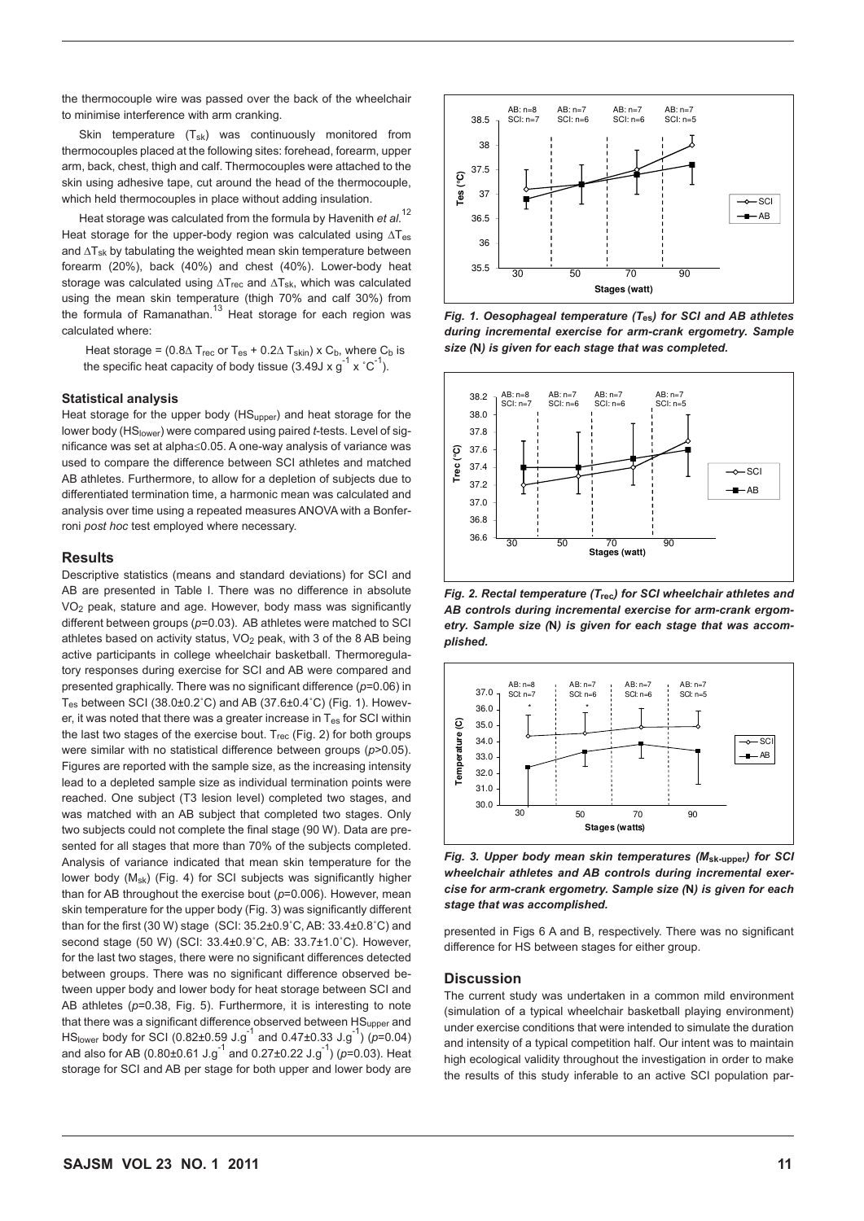the thermocouple wire was passed over the back of the wheelchair to minimise interference with arm cranking.

Skin temperature ($T_{sk}$) was continuously monitored from thermocouples placed at the following sites: forehead, forearm, upper arm, back, chest, thigh and calf. Thermocouples were attached to the skin using adhesive tape, cut around the head of the thermocouple, which held thermocouples in place without adding insulation.

Heat storage was calculated from the formula by Havenith *et al.*[12] Heat storage for the upper-body region was calculated using $\Delta T_{es}$ and $\Delta T_{sk}$ by tabulating the weighted mean skin temperature between forearm (20%), back (40%) and chest (40%). Lower-body heat storage was calculated using $\Delta T_{rec}$ and $\Delta T_{sk}$, which was calculated using the mean skin temperature (thigh 70% and calf 30%) from the formula of Ramanathan.[13] Heat storage for each region was calculated where:

Heat storage = ($0.8\Delta$ $T_{rec}$ or $T_{es}$ + $0.2\Delta$ $T_{skin}$) x $C_b$, where $C_b$ is the specific heat capacity of body tissue (3.49J x $g^{-1}$ x $^{\circ}C^{-1}$).

#### Statistical analysis

Heat storage for the upper body ($HS_{upper}$) and heat storage for the lower body ($HS_{lower}$) were compared using paired *t*-tests. Level of significance was set at alpha≤0.05. A one-way analysis of variance was used to compare the difference between SCI athletes and matched AB athletes. Furthermore, to allow for a depletion of subjects due to differentiated termination time, a harmonic mean was calculated and analysis over time using a repeated measures ANOVA with a Bonferroni *post hoc* test employed where necessary.

## Results

Descriptive statistics (means and standard deviations) for SCI and AB are presented in Table I. There was no difference in absolute $VO_2$ peak, stature and age. However, body mass was significantly different between groups (*p*=0.03). AB athletes were matched to SCI athletes based on activity status, $VO_2$ peak, with 3 of the 8 AB being active participants in college wheelchair basketball. Thermoregulatory responses during exercise for SCI and AB were compared and presented graphically. There was no significant difference (*p*=0.06) in $T_{es}$ between SCI (38.0±0.2˚C) and AB (37.6±0.4˚C) (Fig. 1). However, it was noted that there was a greater increase in $T_{es}$ for SCI within the last two stages of the exercise bout. $T_{rec}$ (Fig. 2) for both groups were similar with no statistical difference between groups (*p*>0.05). Figures are reported with the sample size, as the increasing intensity lead to a depleted sample size as individual termination points were reached. One subject (T3 lesion level) completed two stages, and was matched with an AB subject that completed two stages. Only two subjects could not complete the final stage (90 W). Data are presented for all stages that more than 70% of the subjects completed. Analysis of variance indicated that mean skin temperature for the lower body ($M_{sk}$) (Fig. 4) for SCI subjects was significantly higher than for AB throughout the exercise bout (*p*=0.006). However, mean skin temperature for the upper body (Fig. 3) was significantly different than for the first (30 W) stage (SCI: 35.2±0.9˚C, AB: 33.4±0.8˚C) and second stage (50 W) (SCI: 33.4±0.9˚C, AB: 33.7±1.0˚C). However, for the last two stages, there were no significant differences detected between groups. There was no significant difference observed between upper body and lower body for heat storage between SCI and AB athletes (*p*=0.38, Fig. 5). Furthermore, it is interesting to note that there was a significant difference observed between $HS_{upper}$ and $HS_{lower}$ body for SCI (0.82±0.59 $J.g^{-1}$ and 0.47±0.33 $J.g^{-1}$) (*p*=0.04) and also for AB (0.80±0.61 $J.g^{-1}$ and 0.27±0.22 $J.g^{-1}$) (*p*=0.03). Heat storage for SCI and AB per stage for both upper and lower body are presented in Figs 6 A and B, respectively. There was no significant difference for HS between stages for either group.

***Fig. 1. Oesophageal temperature ($T_{es}$) for SCI and AB athletes during incremental exercise for arm-crank ergometry. Sample size (N) is given for each stage that was completed.***

***Fig. 2. Rectal temperature ($T_{rec}$) for SCI wheelchair athletes and AB controls during incremental exercise for arm-crank ergometry. Sample size (N) is given for each stage that was accomplished.***

***Fig. 3. Upper body mean skin temperatures ($M_{sk\text{-}upper}$) for SCI wheelchair athletes and AB controls during incremental exercise for arm-crank ergometry. Sample size (N) is given for each stage that was accomplished.***

## Discussion

The current study was undertaken in a common mild environment (simulation of a typical wheelchair basketball playing environment) under exercise conditions that were intended to simulate the duration and intensity of a typical competition half. Our intent was to maintain high ecological validity throughout the investigation in order to make the results of this study inferable to an active SCI population par-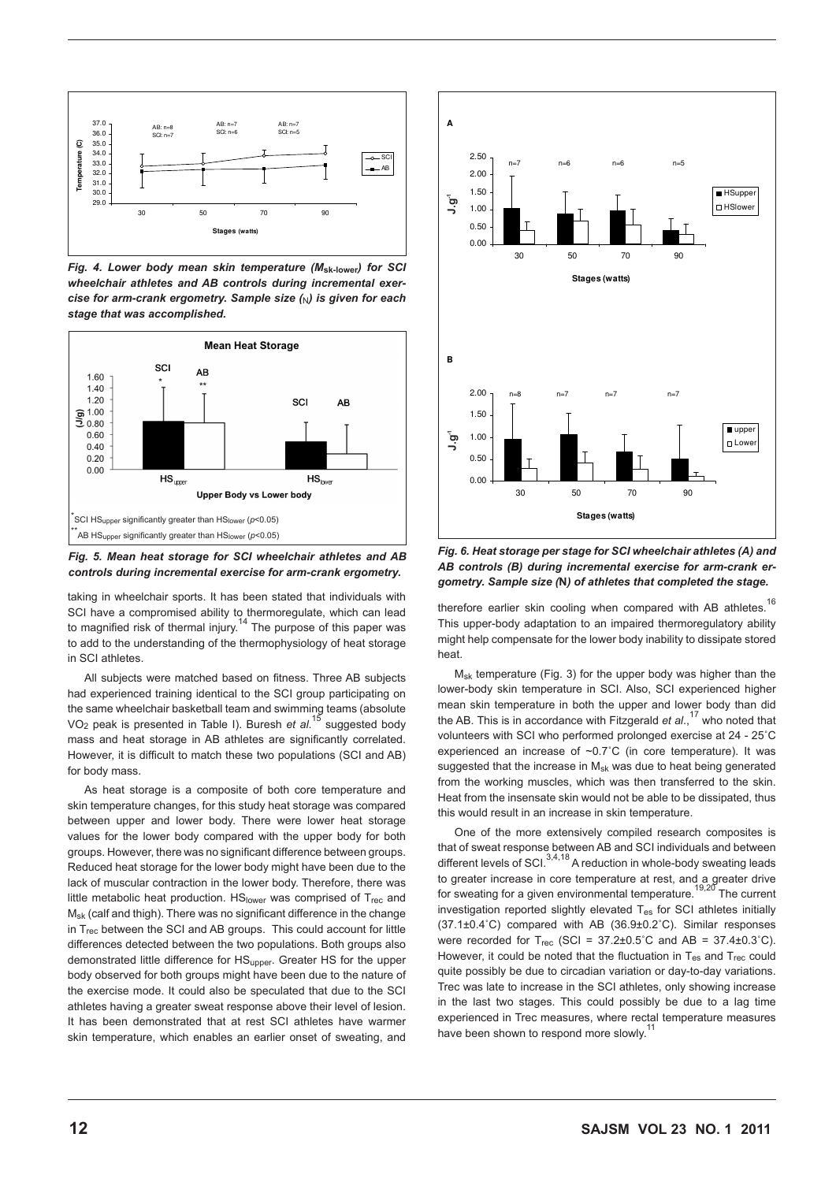*Fig. 4. Lower body mean skin temperature ($M_{sk-lower}$) for SCI wheelchair athletes and AB controls during incremental exercise for arm-crank ergometry. Sample size (N) is given for each stage that was accomplished.*

*Fig. 5. Mean heat storage for SCI wheelchair athletes and AB controls during incremental exercise for arm-crank ergometry.*

taking in wheelchair sports. It has been stated that individuals with SCI have a compromised ability to thermoregulate, which can lead to magnified risk of thermal injury.[14] The purpose of this paper was to add to the understanding of the thermophysiology of heat storage in SCI athletes.

All subjects were matched based on fitness. Three AB subjects had experienced training identical to the SCI group participating on the same wheelchair basketball team and swimming teams (absolute $VO_2$ peak is presented in Table I). Buresh *et al.*[15] suggested body mass and heat storage in AB athletes are significantly correlated. However, it is difficult to match these two populations (SCI and AB) for body mass.

As heat storage is a composite of both core temperature and skin temperature changes, for this study heat storage was compared between upper and lower body. There were lower heat storage values for the lower body compared with the upper body for both groups. However, there was no significant difference between groups. Reduced heat storage for the lower body might have been due to the lack of muscular contraction in the lower body. Therefore, there was little metabolic heat production. $HS_{lower}$ was comprised of $T_{rec}$ and $M_{sk}$ (calf and thigh). There was no significant difference in the change in $T_{rec}$ between the SCI and AB groups. This could account for little differences detected between the two populations. Both groups also demonstrated little difference for $HS_{upper}$. Greater HS for the upper body observed for both groups might have been due to the nature of the exercise mode. It could also be speculated that due to the SCI athletes having a greater sweat response above their level of lesion. It has been demonstrated that at rest SCI athletes have warmer skin temperature, which enables an earlier onset of sweating, and therefore earlier skin cooling when compared with AB athletes.[16] This upper-body adaptation to an impaired thermoregulatory ability might help compensate for the lower body inability to dissipate stored heat.

*Fig. 6. Heat storage per stage for SCI wheelchair athletes (A) and AB controls (B) during incremental exercise for arm-crank ergometry. Sample size (N) of athletes that completed the stage.*

$M_{sk}$ temperature (Fig. 3) for the upper body was higher than the lower-body skin temperature in SCI. Also, SCI experienced higher mean skin temperature in both the upper and lower body than did the AB. This is in accordance with Fitzgerald *et al.*,[17] who noted that volunteers with SCI who performed prolonged exercise at 24 - 25˚C experienced an increase of ~0.7˚C (in core temperature). It was suggested that the increase in $M_{sk}$ was due to heat being generated from the working muscles, which was then transferred to the skin. Heat from the insensate skin would not be able to be dissipated, thus this would result in an increase in skin temperature.

One of the more extensively compiled research composites is that of sweat response between AB and SCI individuals and between different levels of SCI.[3,4,18] A reduction in whole-body sweating leads to greater increase in core temperature at rest, and a greater drive for sweating for a given environmental temperature.[19,20] The current investigation reported slightly elevated $T_{es}$ for SCI athletes initially (37.1±0.4˚C) compared with AB (36.9±0.2˚C). Similar responses were recorded for $T_{rec}$ (SCI = 37.2±0.5˚C and AB = 37.4±0.3˚C). However, it could be noted that the fluctuation in $T_{es}$ and $T_{rec}$ could quite possibly be due to circadian variation or day-to-day variations. Trec was late to increase in the SCI athletes, only showing increase in the last two stages. This could possibly be due to a lag time experienced in Trec measures, where rectal temperature measures have been shown to respond more slowly.[11]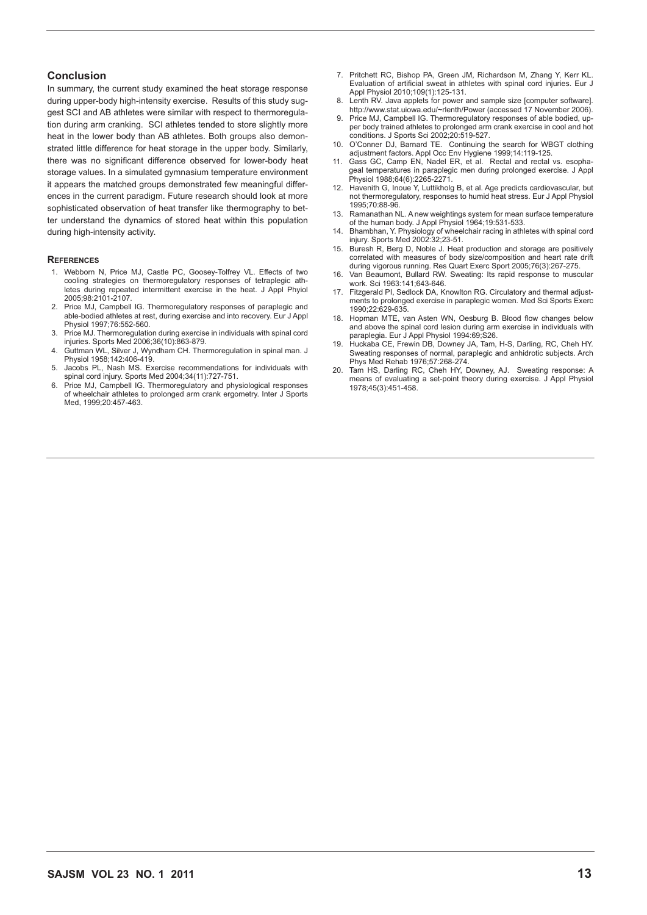## Conclusion

In summary, the current study examined the heat storage response during upper-body high-intensity exercise. Results of this study suggest SCI and AB athletes were similar with respect to thermoregulation during arm cranking. SCI athletes tended to store slightly more heat in the lower body than AB athletes. Both groups also demonstrated little difference for heat storage in the upper body. Similarly, there was no significant difference observed for lower-body heat storage values. In a simulated gymnasium temperature environment it appears the matched groups demonstrated few meaningful differences in the current paradigm. Future research should look at more sophisticated observation of heat transfer like thermography to better understand the dynamics of stored heat within this population during high-intensity activity.

### References

1. Webborn N, Price MJ, Castle PC, Goosey-Tolfrey VL. Effects of two cooling strategies on thermoregulatory responses of tetraplegic athletes during repeated intermittent exercise in the heat. J Appl Phyiol 2005;98:2101-2107.
2. Price MJ, Campbell IG. Thermoregulatory responses of paraplegic and able-bodied athletes at rest, during exercise and into recovery. Eur J Appl Physiol 1997;76:552-560.
3. Price MJ. Thermoregulation during exercise in individuals with spinal cord injuries. Sports Med 2006;36(10):863-879.
4. Guttman WL, Silver J, Wyndham CH. Thermoregulation in spinal man. J Physiol 1958;142:406-419.
5. Jacobs PL, Nash MS. Exercise recommendations for individuals with spinal cord injury. Sports Med 2004;34(11):727-751.
6. Price MJ, Campbell IG. Thermoregulatory and physiological responses of wheelchair athletes to prolonged arm crank ergometry. Inter J Sports Med, 1999;20:457-463.
7. Pritchett RC, Bishop PA, Green JM, Richardson M, Zhang Y, Kerr KL. Evaluation of artificial sweat in athletes with spinal cord injuries. Eur J Appl Physiol 2010;109(1):125-131.
8. Lenth RV. Java applets for power and sample size [computer software]. http://www.stat.uiowa.edu/~rlenth/Power (accessed 17 November 2006).
9. Price MJ, Campbell IG. Thermoregulatory responses of able bodied, upper body trained athletes to prolonged arm crank exercise in cool and hot conditions. J Sports Sci 2002;20:519-527.
10. O'Conner DJ, Barnard TE. Continuing the search for WBGT clothing adjustment factors. Appl Occ Env Hygiene 1999;14:119-125.
11. Gass GC, Camp EN, Nadel ER, et al. Rectal and rectal vs. esophageal temperatures in paraplegic men during prolonged exercise. J Appl Physiol 1988;64(6):2265-2271.
12. Havenith G, Inoue Y, Luttikholg B, et al. Age predicts cardiovascular, but not thermoregulatory, responses to humid heat stress. Eur J Appl Physiol 1995;70:88-96.
13. Ramanathan NL. A new weightings system for mean surface temperature of the human body. J Appl Physiol 1964;19:531-533.
14. Bhambhan, Y. Physiology of wheelchair racing in athletes with spinal cord injury. Sports Med 2002:32;23-51.
15. Buresh R, Berg D, Noble J. Heat production and storage are positively correlated with measures of body size/composition and heart rate drift during vigorous running. Res Quart Exerc Sport 2005;76(3):267-275.
16. Van Beaumont, Bullard RW. Sweating: Its rapid response to muscular work. Sci 1963:141;643-646.
17. Fitzgerald PI, Sedlock DA, Knowlton RG. Circulatory and thermal adjustments to prolonged exercise in paraplegic women. Med Sci Sports Exerc 1990;22:629-635.
18. Hopman MTE, van Asten WN, Oesburg B. Blood flow changes below and above the spinal cord lesion during arm exercise in individuals with paraplegia. Eur J Appl Physiol 1994:69;S26.
19. Huckaba CE, Frewin DB, Downey JA, Tam, H-S, Darling, RC, Cheh HY. Sweating responses of normal, paraplegic and anhidrotic subjects. Arch Phys Med Rehab 1976;57:268-274.
20. Tam HS, Darling RC, Cheh HY, Downey, AJ. Sweating response: A means of evaluating a set-point theory during exercise. J Appl Physiol 1978;45(3):451-458.